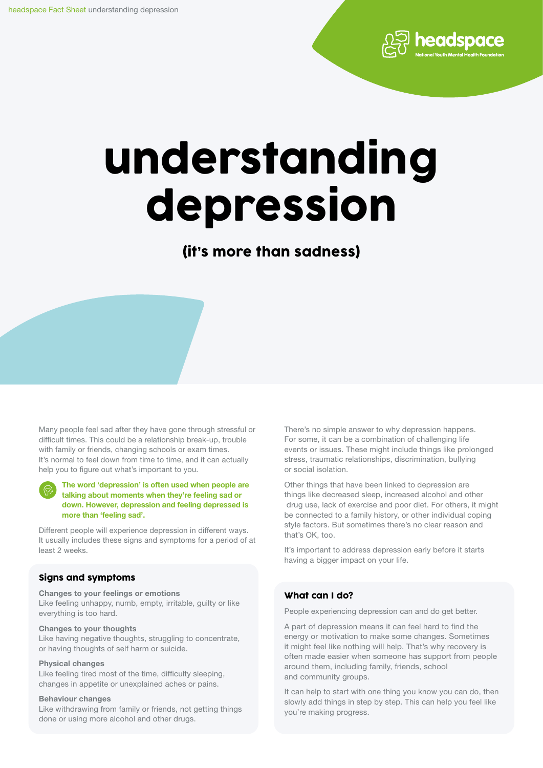# understanding depression

## (it's more than sadness)

Many people feel sad after they have gone through stressful or difficult times. This could be a relationship break-up, trouble with family or friends, changing schools or exam times. It's normal to feel down from time to time, and it can actually help you to figure out what's important to you.

**The word 'depression' is often used when people are talking about moments when they're feeling sad or down. However, depression and feeling depressed is more than 'feeling sad'.**

Different people will experience depression in different ways. It usually includes these signs and symptoms for a period of at least 2 weeks.

### Signs and symptoms

**Changes to your feelings or emotions**
Like feeling unhappy, numb, empty, irritable, guilty or like everything is too hard.

**Changes to your thoughts**
Like having negative thoughts, struggling to concentrate, or having thoughts of self harm or suicide.

**Physical changes**
Like feeling tired most of the time, difficulty sleeping, changes in appetite or unexplained aches or pains.

**Behaviour changes**
Like withdrawing from family or friends, not getting things done or using more alcohol and other drugs.

There's no simple answer to why depression happens. For some, it can be a combination of challenging life events or issues. These might include things like prolonged stress, traumatic relationships, discrimination, bullying or social isolation.

Other things that have been linked to depression are things like decreased sleep, increased alcohol and other drug use, lack of exercise and poor diet. For others, it might be connected to a family history, or other individual coping style factors. But sometimes there's no clear reason and that's OK, too.

It's important to address depression early before it starts having a bigger impact on your life.

### What can I do?

People experiencing depression can and do get better.

A part of depression means it can feel hard to find the energy or motivation to make some changes. Sometimes it might feel like nothing will help. That's why recovery is often made easier when someone has support from people around them, including family, friends, school and community groups.

It can help to start with one thing you know you can do, then slowly add things in step by step. This can help you feel like you're making progress.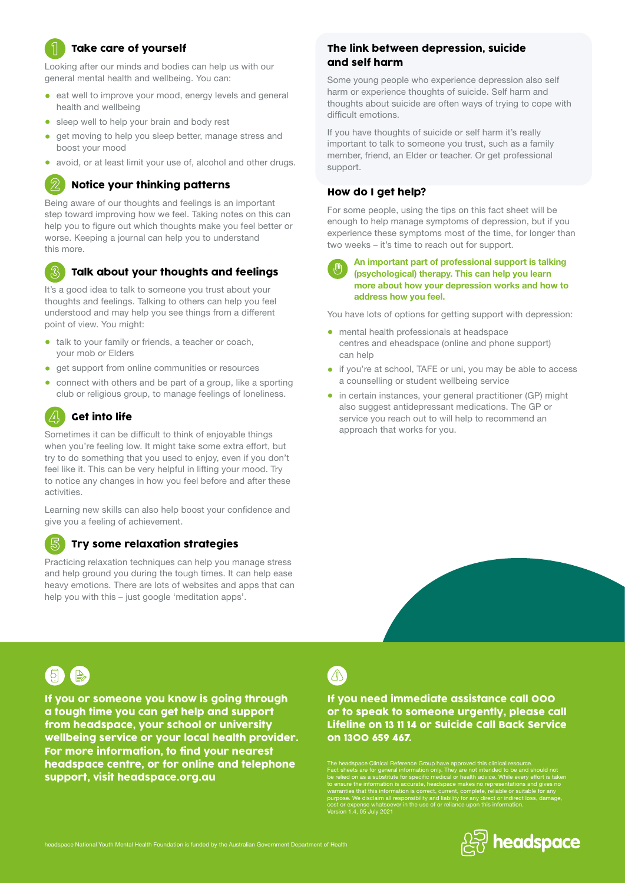## 1 Take care of yourself

Looking after our minds and bodies can help us with our general mental health and wellbeing. You can:

- eat well to improve your mood, energy levels and general health and wellbeing
- sleep well to help your brain and body rest
- get moving to help you sleep better, manage stress and boost your mood
- avoid, or at least limit your use of, alcohol and other drugs.

## 2 Notice your thinking patterns

Being aware of our thoughts and feelings is an important step toward improving how we feel. Taking notes on this can help you to figure out which thoughts make you feel better or worse. Keeping a journal can help you to understand this more.

## 3 Talk about your thoughts and feelings

It's a good idea to talk to someone you trust about your thoughts and feelings. Talking to others can help you feel understood and may help you see things from a different point of view. You might:

- talk to your family or friends, a teacher or coach, your mob or Elders
- get support from online communities or resources
- connect with others and be part of a group, like a sporting club or religious group, to manage feelings of loneliness.

## 4 Get into life

Sometimes it can be difficult to think of enjoyable things when you're feeling low. It might take some extra effort, but try to do something that you used to enjoy, even if you don't feel like it. This can be very helpful in lifting your mood. Try to notice any changes in how you feel before and after these activities.

Learning new skills can also help boost your confidence and give you a feeling of achievement.

## 5 Try some relaxation strategies

Practicing relaxation techniques can help you manage stress and help ground you during the tough times. It can help ease heavy emotions. There are lots of websites and apps that can help you with this – just google 'meditation apps'.

## The link between depression, suicide and self harm

Some young people who experience depression also self harm or experience thoughts of suicide. Self harm and thoughts about suicide are often ways of trying to cope with difficult emotions.

If you have thoughts of suicide or self harm it's really important to talk to someone you trust, such as a family member, friend, an Elder or teacher. Or get professional support.

## How do I get help?

For some people, using the tips on this fact sheet will be enough to help manage symptoms of depression, but if you experience these symptoms most of the time, for longer than two weeks – it's time to reach out for support.

**An important part of professional support is talking (psychological) therapy. This can help you learn more about how your depression works and how to address how you feel.**

You have lots of options for getting support with depression:

- mental health professionals at headspace centres and eheadspace (online and phone support) can help
- if you're at school, TAFE or uni, you may be able to access a counselling or student wellbeing service
- in certain instances, your general practitioner (GP) might also suggest antidepressant medications. The GP or service you reach out to will help to recommend an approach that works for you.

**If you or someone you know is going through a tough time you can get help and support from headspace, your school or university wellbeing service or your local health provider. For more information, to find your nearest headspace centre, or for online and telephone support, visit headspace.org.au**

**If you need immediate assistance call 000 or to speak to someone urgently, please call Lifeline on 13 11 14 or Suicide Call Back Service on 1300 659 467.**

The headspace Clinical Reference Group have approved this clinical resource.
Fact sheets are for general information only. They are not intended to be and should not be relied on as a substitute for specific medical or health advice. While every effort is taken to ensure the information is accurate, headspace makes no representations and gives no warranties that this information is correct, current, complete, reliable or suitable for any purpose. We disclaim all responsibility and liability for any direct or indirect loss, damage, cost or expense whatsoever in the use of or reliance upon this information.
Version 1.4, 05 July 2021

headspace National Youth Mental Health Foundation is funded by the Australian Government Department of Health

headspace